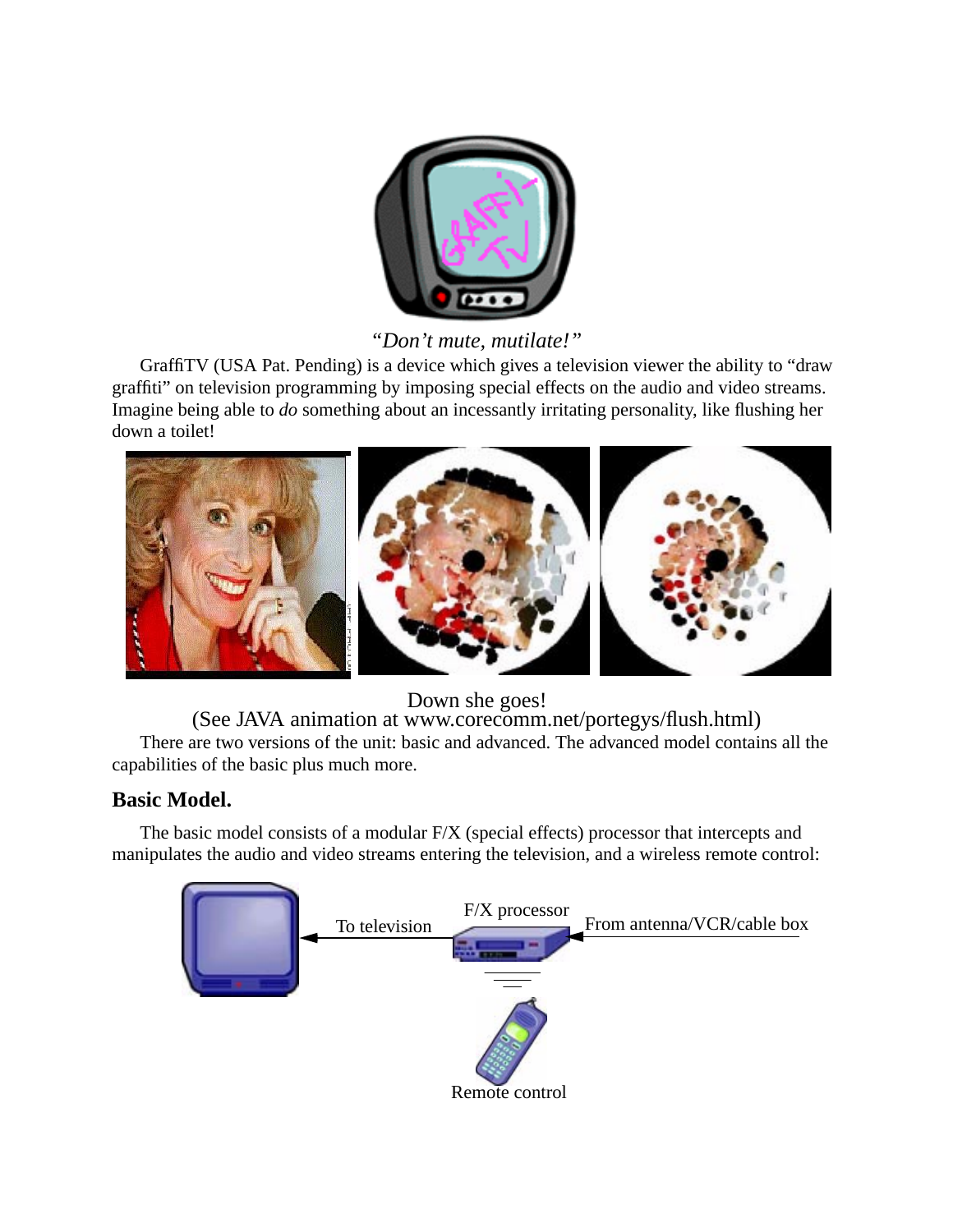*"Don't mute, mutilate!"*

GraffiTV (USA Pat. Pending) is a device which gives a television viewer the ability to "draw graffiti" on television programming by imposing special effects on the audio and video streams. Imagine being able to *do* something about an incessantly irritating personality, like flushing her down a toilet!

Down she goes!
(See JAVA animation at www.corecomm.net/portegys/flush.html)

There are two versions of the unit: basic and advanced. The advanced model contains all the capabilities of the basic plus much more.

## Basic Model.

The basic model consists of a modular F/X (special effects) processor that intercepts and manipulates the audio and video streams entering the television, and a wireless remote control:

To television — F/X processor — From antenna/VCR/cable box

Remote control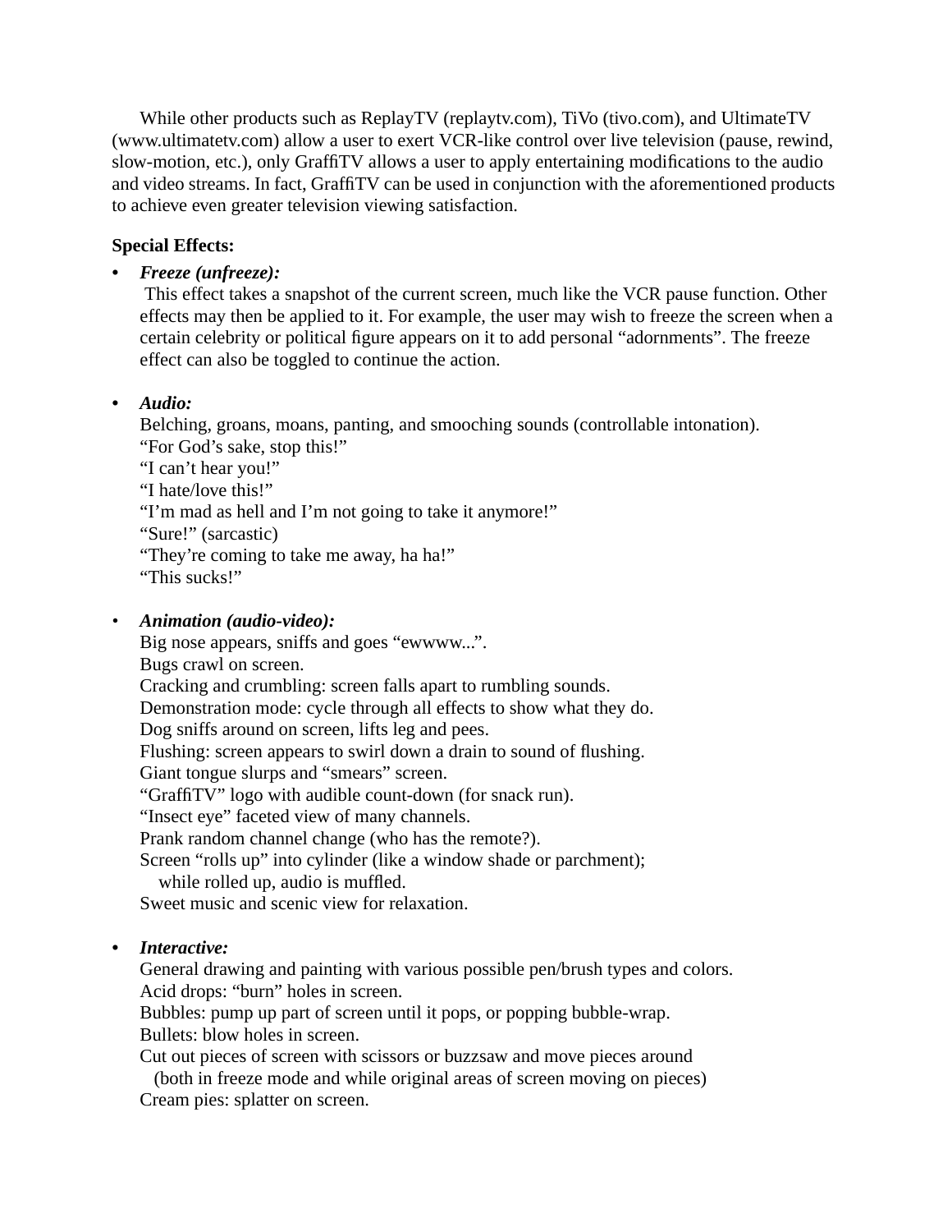While other products such as ReplayTV (replaytv.com), TiVo (tivo.com), and UltimateTV (www.ultimatetv.com) allow a user to exert VCR-like control over live television (pause, rewind, slow-motion, etc.), only GraffiTV allows a user to apply entertaining modifications to the audio and video streams. In fact, GraffiTV can be used in conjunction with the aforementioned products to achieve even greater television viewing satisfaction.

**Special Effects:**

- ***Freeze (unfreeze):***
  This effect takes a snapshot of the current screen, much like the VCR pause function. Other effects may then be applied to it. For example, the user may wish to freeze the screen when a certain celebrity or political figure appears on it to add personal “adornments”. The freeze effect can also be toggled to continue the action.

- ***Audio:***
  Belching, groans, moans, panting, and smooching sounds (controllable intonation).
  “For God’s sake, stop this!”
  “I can’t hear you!”
  “I hate/love this!”
  “I’m mad as hell and I’m not going to take it anymore!”
  “Sure!” (sarcastic)
  “They’re coming to take me away, ha ha!”
  “This sucks!”

- ***Animation (audio-video):***
  Big nose appears, sniffs and goes “ewwww...”.
  Bugs crawl on screen.
  Cracking and crumbling: screen falls apart to rumbling sounds.
  Demonstration mode: cycle through all effects to show what they do.
  Dog sniffs around on screen, lifts leg and pees.
  Flushing: screen appears to swirl down a drain to sound of flushing.
  Giant tongue slurps and “smears” screen.
  “GraffiTV” logo with audible count-down (for snack run).
  “Insect eye” faceted view of many channels.
  Prank random channel change (who has the remote?).
  Screen “rolls up” into cylinder (like a window shade or parchment);
  while rolled up, audio is muffled.
  Sweet music and scenic view for relaxation.

- ***Interactive:***
  General drawing and painting with various possible pen/brush types and colors.
  Acid drops: “burn” holes in screen.
  Bubbles: pump up part of screen until it pops, or popping bubble-wrap.
  Bullets: blow holes in screen.
  Cut out pieces of screen with scissors or buzzsaw and move pieces around
  (both in freeze mode and while original areas of screen moving on pieces)
  Cream pies: splatter on screen.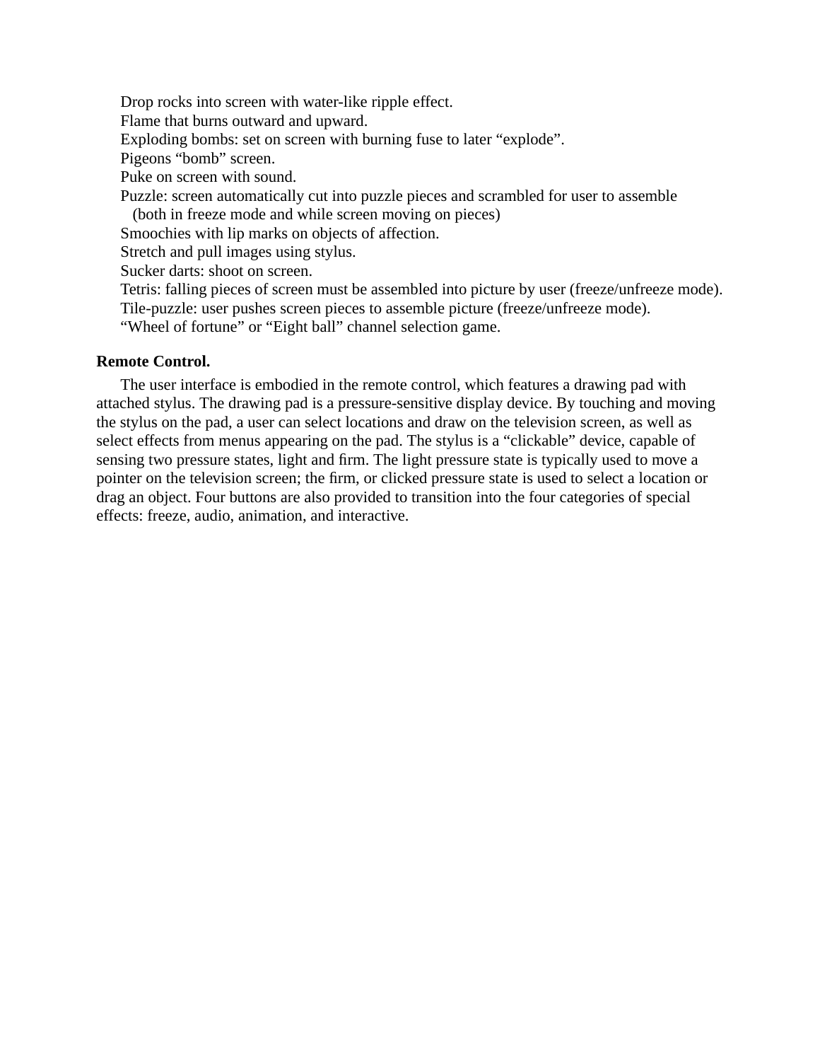Drop rocks into screen with water-like ripple effect.
Flame that burns outward and upward.
Exploding bombs: set on screen with burning fuse to later “explode”.
Pigeons “bomb” screen.
Puke on screen with sound.
Puzzle: screen automatically cut into puzzle pieces and scrambled for user to assemble (both in freeze mode and while screen moving on pieces)
Smoochies with lip marks on objects of affection.
Stretch and pull images using stylus.
Sucker darts: shoot on screen.
Tetris: falling pieces of screen must be assembled into picture by user (freeze/unfreeze mode).
Tile-puzzle: user pushes screen pieces to assemble picture (freeze/unfreeze mode).
“Wheel of fortune” or “Eight ball” channel selection game.

**Remote Control.**

The user interface is embodied in the remote control, which features a drawing pad with attached stylus. The drawing pad is a pressure-sensitive display device. By touching and moving the stylus on the pad, a user can select locations and draw on the television screen, as well as select effects from menus appearing on the pad. The stylus is a “clickable” device, capable of sensing two pressure states, light and firm. The light pressure state is typically used to move a pointer on the television screen; the firm, or clicked pressure state is used to select a location or drag an object. Four buttons are also provided to transition into the four categories of special effects: freeze, audio, animation, and interactive.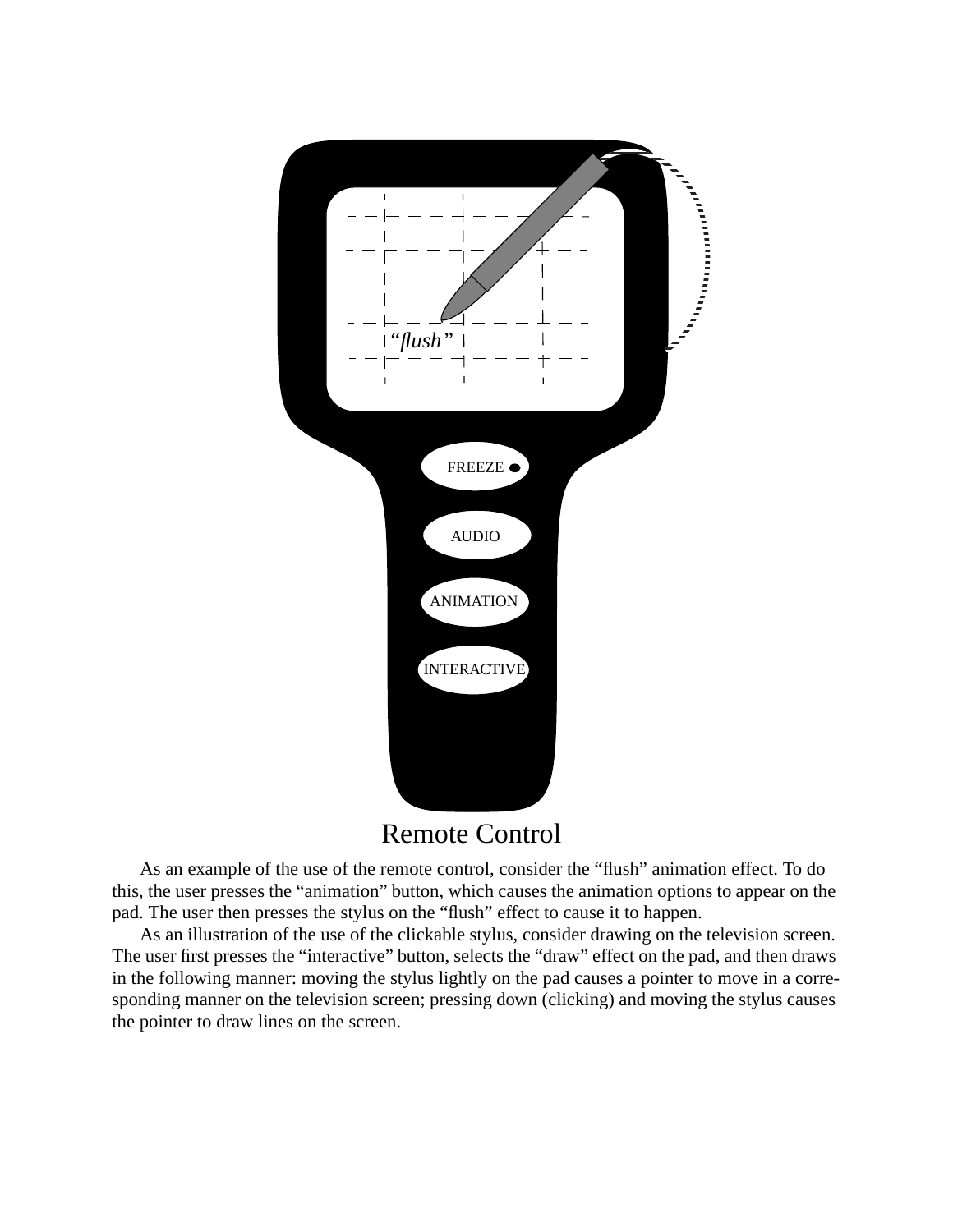Remote Control

As an example of the use of the remote control, consider the “flush” animation effect. To do this, the user presses the “animation” button, which causes the animation options to appear on the pad. The user then presses the stylus on the “flush” effect to cause it to happen.

As an illustration of the use of the clickable stylus, consider drawing on the television screen. The user first presses the “interactive” button, selects the “draw” effect on the pad, and then draws in the following manner: moving the stylus lightly on the pad causes a pointer to move in a corresponding manner on the television screen; pressing down (clicking) and moving the stylus causes the pointer to draw lines on the screen.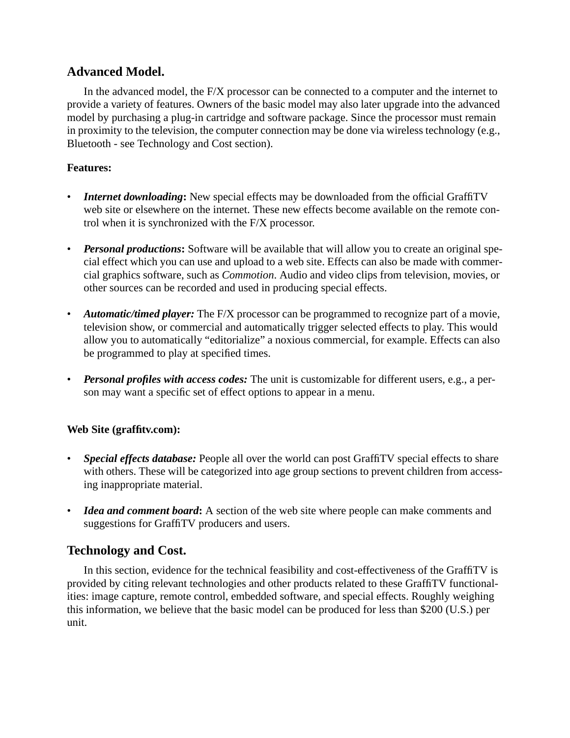## Advanced Model.

In the advanced model, the F/X processor can be connected to a computer and the internet to provide a variety of features. Owners of the basic model may also later upgrade into the advanced model by purchasing a plug-in cartridge and software package. Since the processor must remain in proximity to the television, the computer connection may be done via wireless technology (e.g., Bluetooth - see Technology and Cost section).

**Features:**

- ***Internet downloading*****:** New special effects may be downloaded from the official GraffiTV web site or elsewhere on the internet. These new effects become available on the remote control when it is synchronized with the F/X processor.
- ***Personal productions*****:** Software will be available that will allow you to create an original special effect which you can use and upload to a web site. Effects can also be made with commercial graphics software, such as *Commotion*. Audio and video clips from television, movies, or other sources can be recorded and used in producing special effects.
- ***Automatic/timed player:*** The F/X processor can be programmed to recognize part of a movie, television show, or commercial and automatically trigger selected effects to play. This would allow you to automatically "editorialize" a noxious commercial, for example. Effects can also be programmed to play at specified times.
- ***Personal profiles with access codes:*** The unit is customizable for different users, e.g., a person may want a specific set of effect options to appear in a menu.

**Web Site (graffitv.com):**

- ***Special effects database:*** People all over the world can post GraffiTV special effects to share with others. These will be categorized into age group sections to prevent children from accessing inappropriate material.
- ***Idea and comment board*****:** A section of the web site where people can make comments and suggestions for GraffiTV producers and users.

## Technology and Cost.

In this section, evidence for the technical feasibility and cost-effectiveness of the GraffiTV is provided by citing relevant technologies and other products related to these GraffiTV functionalities: image capture, remote control, embedded software, and special effects. Roughly weighing this information, we believe that the basic model can be produced for less than $200 (U.S.) per unit.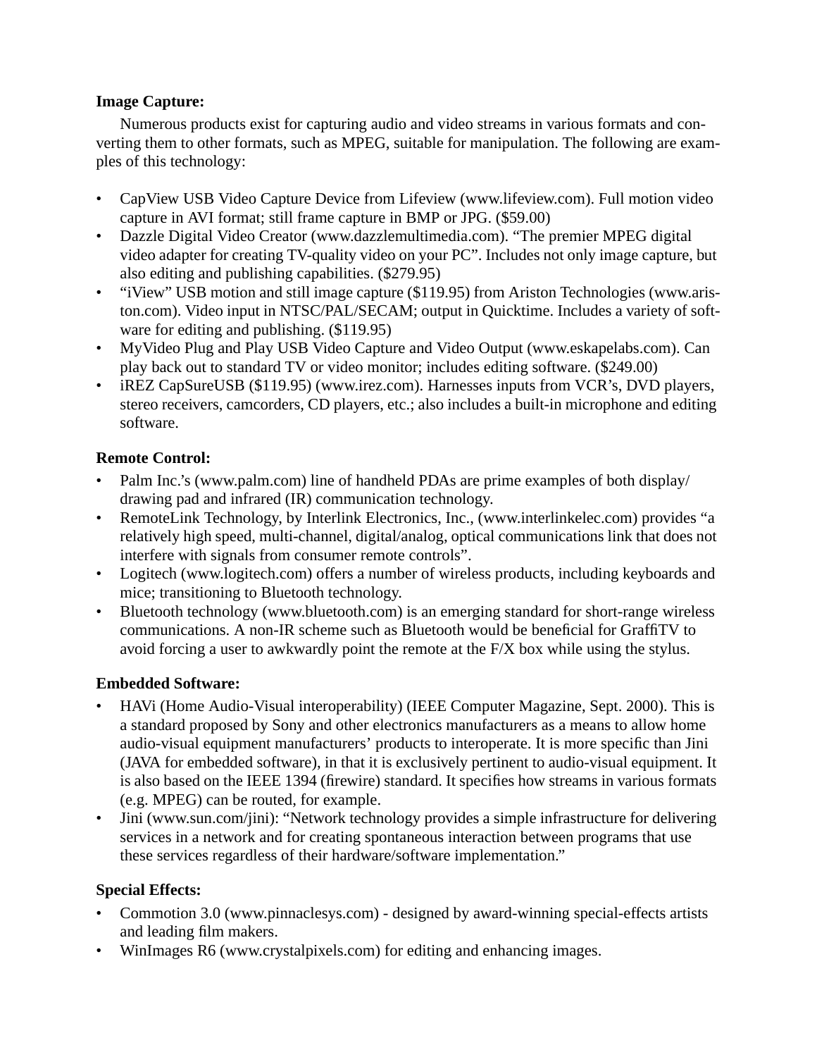**Image Capture:**

Numerous products exist for capturing audio and video streams in various formats and converting them to other formats, such as MPEG, suitable for manipulation. The following are examples of this technology:

- CapView USB Video Capture Device from Lifeview (www.lifeview.com). Full motion video capture in AVI format; still frame capture in BMP or JPG. ($59.00)
- Dazzle Digital Video Creator (www.dazzlemultimedia.com). "The premier MPEG digital video adapter for creating TV-quality video on your PC". Includes not only image capture, but also editing and publishing capabilities. ($279.95)
- "iView" USB motion and still image capture ($119.95) from Ariston Technologies (www.ariston.com). Video input in NTSC/PAL/SECAM; output in Quicktime. Includes a variety of software for editing and publishing. ($119.95)
- MyVideo Plug and Play USB Video Capture and Video Output (www.eskapelabs.com). Can play back out to standard TV or video monitor; includes editing software. ($249.00)
- iREZ CapSureUSB ($119.95) (www.irez.com). Harnesses inputs from VCR's, DVD players, stereo receivers, camcorders, CD players, etc.; also includes a built-in microphone and editing software.

**Remote Control:**

- Palm Inc.'s (www.palm.com) line of handheld PDAs are prime examples of both display/drawing pad and infrared (IR) communication technology.
- RemoteLink Technology, by Interlink Electronics, Inc., (www.interlinkelec.com) provides "a relatively high speed, multi-channel, digital/analog, optical communications link that does not interfere with signals from consumer remote controls".
- Logitech (www.logitech.com) offers a number of wireless products, including keyboards and mice; transitioning to Bluetooth technology.
- Bluetooth technology (www.bluetooth.com) is an emerging standard for short-range wireless communications. A non-IR scheme such as Bluetooth would be beneficial for GraffiTV to avoid forcing a user to awkwardly point the remote at the F/X box while using the stylus.

**Embedded Software:**

- HAVi (Home Audio-Visual interoperability) (IEEE Computer Magazine, Sept. 2000). This is a standard proposed by Sony and other electronics manufacturers as a means to allow home audio-visual equipment manufacturers' products to interoperate. It is more specific than Jini (JAVA for embedded software), in that it is exclusively pertinent to audio-visual equipment. It is also based on the IEEE 1394 (firewire) standard. It specifies how streams in various formats (e.g. MPEG) can be routed, for example.
- Jini (www.sun.com/jini): "Network technology provides a simple infrastructure for delivering services in a network and for creating spontaneous interaction between programs that use these services regardless of their hardware/software implementation."

**Special Effects:**

- Commotion 3.0 (www.pinnaclesys.com) - designed by award-winning special-effects artists and leading film makers.
- WinImages R6 (www.crystalpixels.com) for editing and enhancing images.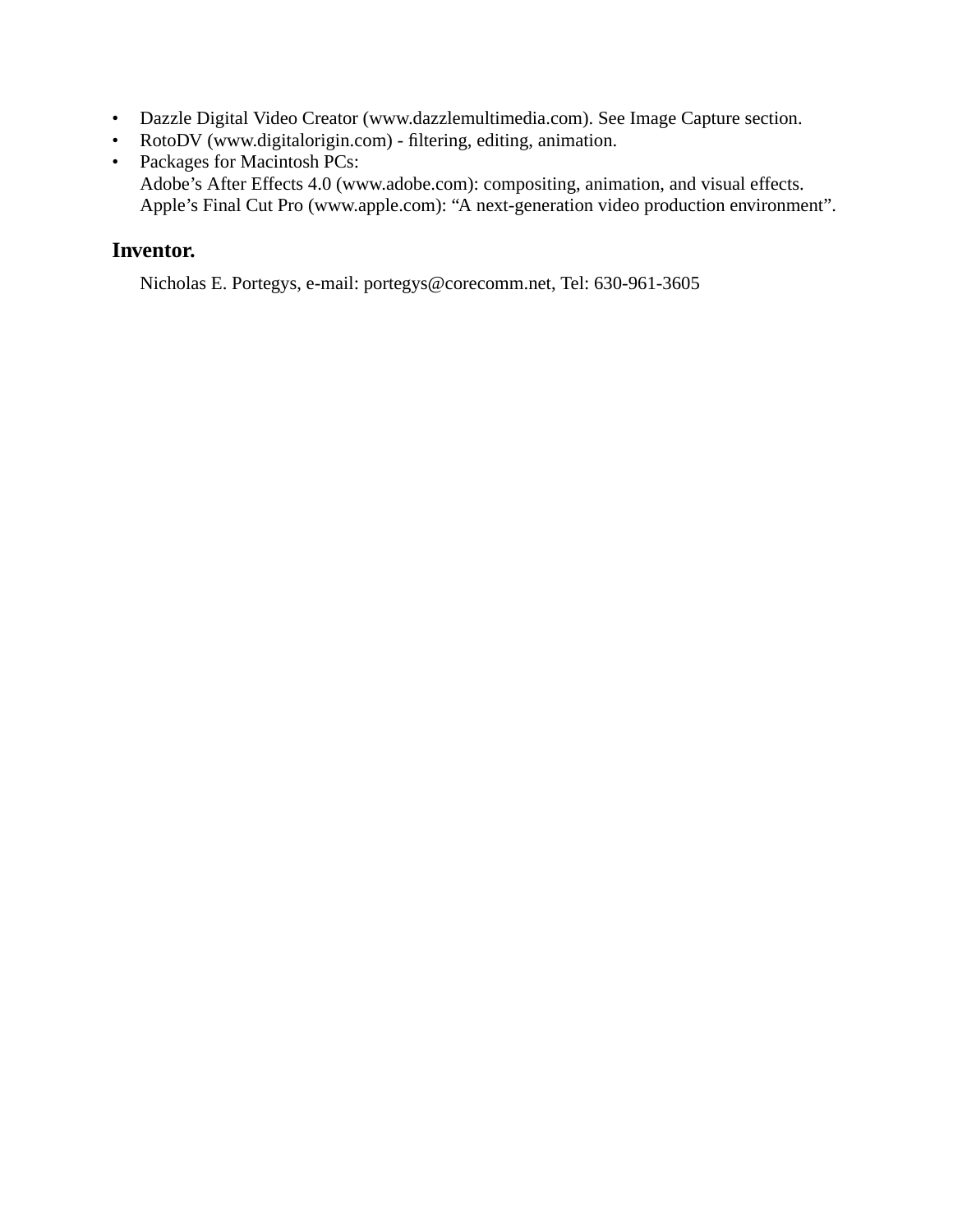- Dazzle Digital Video Creator (www.dazzlemultimedia.com). See Image Capture section.
- RotoDV (www.digitalorigin.com) - filtering, editing, animation.
- Packages for Macintosh PCs:
  Adobe's After Effects 4.0 (www.adobe.com): compositing, animation, and visual effects.
  Apple's Final Cut Pro (www.apple.com): "A next-generation video production environment".

## Inventor.

Nicholas E. Portegys, e-mail: portegys@corecomm.net, Tel: 630-961-3605